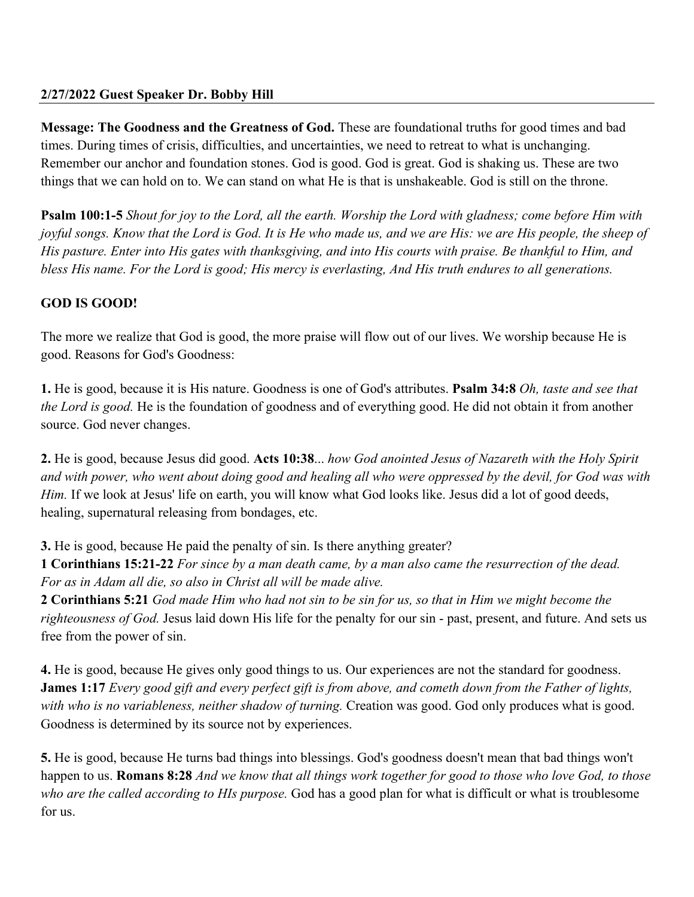**2/27/2022 Guest Speaker Dr. Bobby Hill**

---

**Message: The Goodness and the Greatness of God.** These are foundational truths for good times and bad times. During times of crisis, difficulties, and uncertainties, we need to retreat to what is unchanging. Remember our anchor and foundation stones. God is good. God is great. God is shaking us. These are two things that we can hold on to. We can stand on what He is that is unshakeable. God is still on the throne.

**Psalm 100:1-5** *Shout for joy to the Lord, all the earth. Worship the Lord with gladness; come before Him with joyful songs. Know that the Lord is God. It is He who made us, and we are His: we are His people, the sheep of His pasture. Enter into His gates with thanksgiving, and into His courts with praise. Be thankful to Him, and bless His name. For the Lord is good; His mercy is everlasting, And His truth endures to all generations.*

**GOD IS GOOD!**

The more we realize that God is good, the more praise will flow out of our lives. We worship because He is good. Reasons for God's Goodness:

**1.** He is good, because it is His nature. Goodness is one of God's attributes. **Psalm 34:8** *Oh, taste and see that the Lord is good.* He is the foundation of goodness and of everything good. He did not obtain it from another source. God never changes.

**2.** He is good, because Jesus did good. **Acts 10:38**... *how God anointed Jesus of Nazareth with the Holy Spirit and with power, who went about doing good and healing all who were oppressed by the devil, for God was with Him.* If we look at Jesus' life on earth, you will know what God looks like. Jesus did a lot of good deeds, healing, supernatural releasing from bondages, etc.

**3.** He is good, because He paid the penalty of sin. Is there anything greater?
**1 Corinthians 15:21-22** *For since by a man death came, by a man also came the resurrection of the dead. For as in Adam all die, so also in Christ all will be made alive.*
**2 Corinthians 5:21** *God made Him who had not sin to be sin for us, so that in Him we might become the righteousness of God.* Jesus laid down His life for the penalty for our sin - past, present, and future. And sets us free from the power of sin.

**4.** He is good, because He gives only good things to us. Our experiences are not the standard for goodness. **James 1:17** *Every good gift and every perfect gift is from above, and cometh down from the Father of lights, with who is no variableness, neither shadow of turning.* Creation was good. God only produces what is good. Goodness is determined by its source not by experiences.

**5.** He is good, because He turns bad things into blessings. God's goodness doesn't mean that bad things won't happen to us. **Romans 8:28** *And we know that all things work together for good to those who love God, to those who are the called according to HIs purpose.* God has a good plan for what is difficult or what is troublesome for us.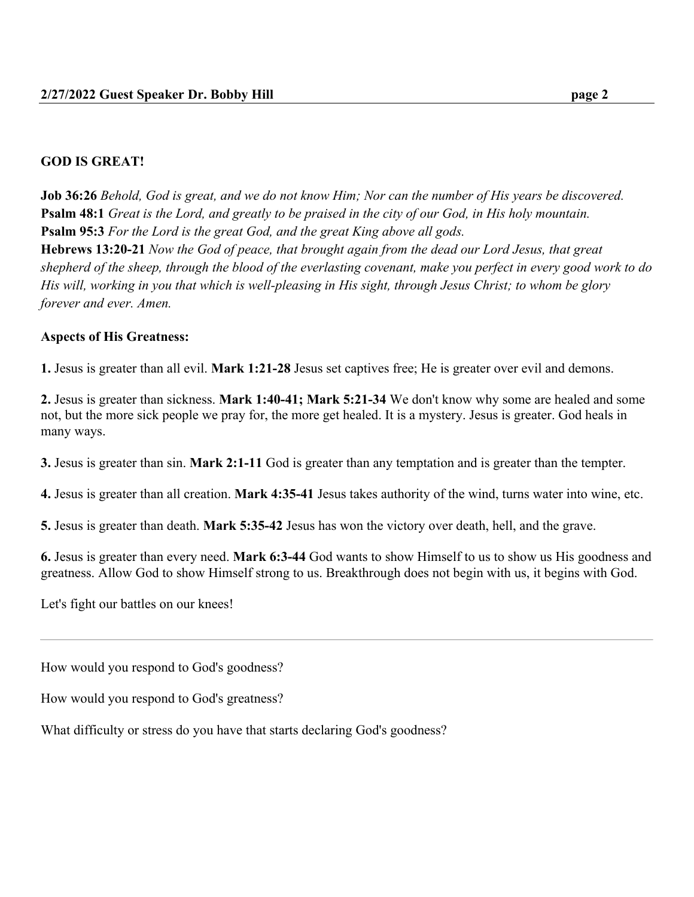## GOD IS GREAT!

**Job 36:26** *Behold, God is great, and we do not know Him; Nor can the number of His years be discovered.*
**Psalm 48:1** *Great is the Lord, and greatly to be praised in the city of our God, in His holy mountain.*
**Psalm 95:3** *For the Lord is the great God, and the great King above all gods.*
**Hebrews 13:20-21** *Now the God of peace, that brought again from the dead our Lord Jesus, that great shepherd of the sheep, through the blood of the everlasting covenant, make you perfect in every good work to do His will, working in you that which is well-pleasing in His sight, through Jesus Christ; to whom be glory forever and ever. Amen.*

**Aspects of His Greatness:**

**1.** Jesus is greater than all evil. **Mark 1:21-28** Jesus set captives free; He is greater over evil and demons.

**2.** Jesus is greater than sickness. **Mark 1:40-41; Mark 5:21-34** We don't know why some are healed and some not, but the more sick people we pray for, the more get healed. It is a mystery. Jesus is greater. God heals in many ways.

**3.** Jesus is greater than sin. **Mark 2:1-11** God is greater than any temptation and is greater than the tempter.

**4.** Jesus is greater than all creation. **Mark 4:35-41** Jesus takes authority of the wind, turns water into wine, etc.

**5.** Jesus is greater than death. **Mark 5:35-42** Jesus has won the victory over death, hell, and the grave.

**6.** Jesus is greater than every need. **Mark 6:3-44** God wants to show Himself to us to show us His goodness and greatness. Allow God to show Himself strong to us. Breakthrough does not begin with us, it begins with God.

Let's fight our battles on our knees!

---

How would you respond to God's goodness?

How would you respond to God's greatness?

What difficulty or stress do you have that starts declaring God's goodness?